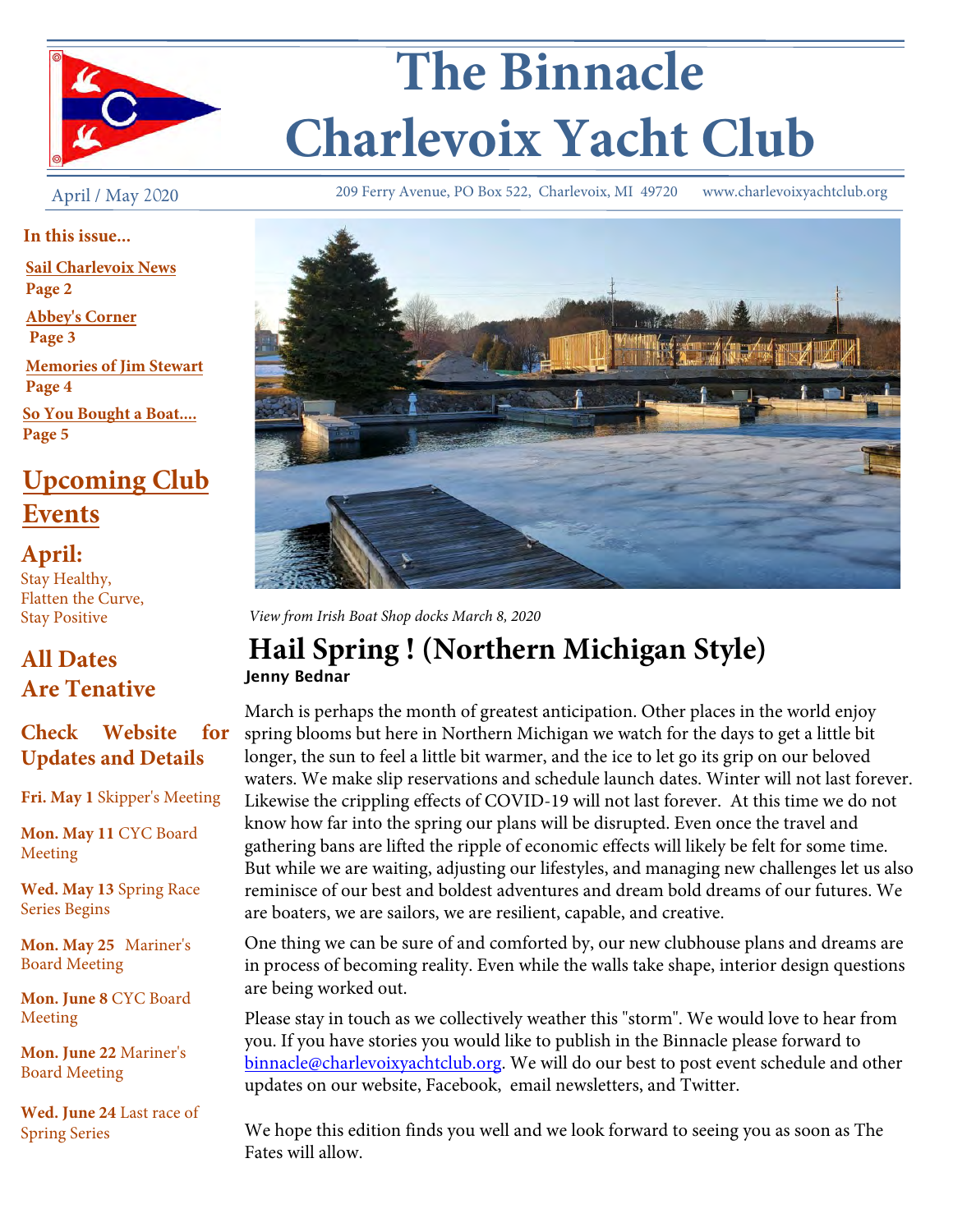# The Binnacle
# Charlevoix Yacht Club

April / May 2020 — 209 Ferry Avenue, PO Box 522, Charlevoix, MI 49720 — www.charlevoixyachtclub.org

**In this issue...**

**Sail Charlevoix News** Page 2

**Abbey's Corner** Page 3

**Memories of Jim Stewart** Page 4

**So You Bought a Boat....** Page 5

## Upcoming Club Events

### April:

Stay Healthy,
Flatten the Curve,
Stay Positive

### All Dates Are Tenative

### Check Website for Updates and Details

**Fri. May 1** Skipper's Meeting

**Mon. May 11** CYC Board Meeting

**Wed. May 13** Spring Race Series Begins

**Mon. May 25** Mariner's Board Meeting

**Mon. June 8** CYC Board Meeting

**Mon. June 22** Mariner's Board Meeting

**Wed. June 24** Last race of Spring Series

*View from Irish Boat Shop docks March 8, 2020*

## Hail Spring ! (Northern Michigan Style)

**Jenny Bednar**

March is perhaps the month of greatest anticipation. Other places in the world enjoy spring blooms but here in Northern Michigan we watch for the days to get a little bit longer, the sun to feel a little bit warmer, and the ice to let go its grip on our beloved waters. We make slip reservations and schedule launch dates. Winter will not last forever. Likewise the crippling effects of COVID-19 will not last forever. At this time we do not know how far into the spring our plans will be disrupted. Even once the travel and gathering bans are lifted the ripple of economic effects will likely be felt for some time. But while we are waiting, adjusting our lifestyles, and managing new challenges let us also reminisce of our best and boldest adventures and dream bold dreams of our futures. We are boaters, we are sailors, we are resilient, capable, and creative.

One thing we can be sure of and comforted by, our new clubhouse plans and dreams are in process of becoming reality. Even while the walls take shape, interior design questions are being worked out.

Please stay in touch as we collectively weather this "storm". We would love to hear from you. If you have stories you would like to publish in the Binnacle please forward to binnacle@charlevoixyachtclub.org. We will do our best to post event schedule and other updates on our website, Facebook, email newsletters, and Twitter.

We hope this edition finds you well and we look forward to seeing you as soon as The Fates will allow.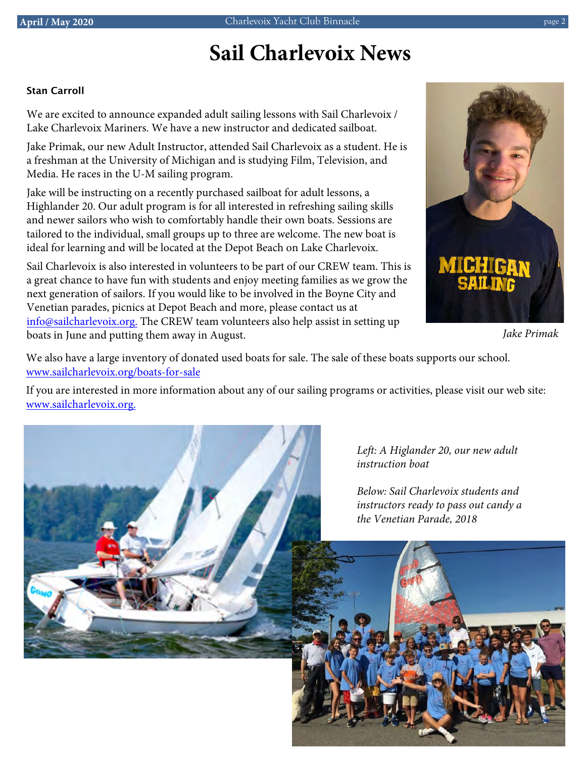# Sail Charlevoix News

**Stan Carroll**

We are excited to announce expanded adult sailing lessons with Sail Charlevoix / Lake Charlevoix Mariners. We have a new instructor and dedicated sailboat.

Jake Primak, our new Adult Instructor, attended Sail Charlevoix as a student. He is a freshman at the University of Michigan and is studying Film, Television, and Media. He races in the U-M sailing program.

Jake will be instructing on a recently purchased sailboat for adult lessons, a Highlander 20. Our adult program is for all interested in refreshing sailing skills and newer sailors who wish to comfortably handle their own boats. Sessions are tailored to the individual, small groups up to three are welcome. The new boat is ideal for learning and will be located at the Depot Beach on Lake Charlevoix.

Sail Charlevoix is also interested in volunteers to be part of our CREW team. This is a great chance to have fun with students and enjoy meeting families as we grow the next generation of sailors. If you would like to be involved in the Boyne City and Venetian parades, picnics at Depot Beach and more, please contact us at info@sailcharlevoix.org. The CREW team volunteers also help assist in setting up boats in June and putting them away in August.

*Jake Primak*

We also have a large inventory of donated used boats for sale. The sale of these boats supports our school. www.sailcharlevoix.org/boats-for-sale

If you are interested in more information about any of our sailing programs or activities, please visit our web site: www.sailcharlevoix.org.

*Left: A Higlander 20, our new adult instruction boat*

*Below: Sail Charlevoix students and instructors ready to pass out candy a the Venetian Parade, 2018*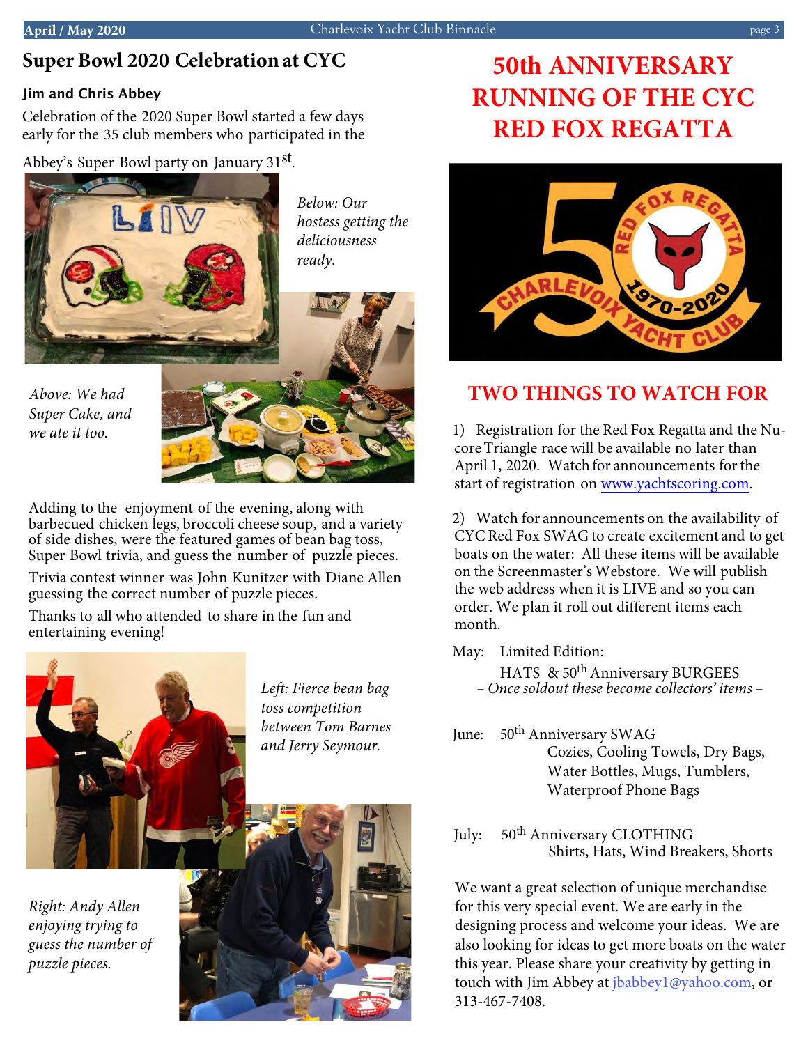## Super Bowl 2020 Celebration at CYC

**Jim and Chris Abbey**

Celebration of the 2020 Super Bowl started a few days early for the 35 club members who participated in the Abbey's Super Bowl party on January 31st.

*Below: Our hostess getting the deliciousness ready.*

*Above: We had Super Cake, and we ate it too.*

Adding to the enjoyment of the evening, along with barbecued chicken legs, broccoli cheese soup, and a variety of side dishes, were the featured games of bean bag toss, Super Bowl trivia, and guess the number of puzzle pieces.

Trivia contest winner was John Kunitzer with Diane Allen guessing the correct number of puzzle pieces.

Thanks to all who attended to share in the fun and entertaining evening!

*Left: Fierce bean bag toss competition between Tom Barnes and Jerry Seymour.*

*Right: Andy Allen enjoying trying to guess the number of puzzle pieces.*

# 50th ANNIVERSARY RUNNING OF THE CYC RED FOX REGATTA

## TWO THINGS TO WATCH FOR

1) Registration for the Red Fox Regatta and the Nucore Triangle race will be available no later than April 1, 2020. Watch for announcements for the start of registration on www.yachtscoring.com.

2) Watch for announcements on the availability of CYC Red Fox SWAG to create excitement and to get boats on the water: All these items will be available on the Screenmaster's Webstore. We will publish the web address when it is LIVE and so you can order. We plan it roll out different items each month.

May: Limited Edition:
HATS & 50th Anniversary BURGEES
*– Once soldout these become collectors' items –*

June: 50th Anniversary SWAG
Cozies, Cooling Towels, Dry Bags, Water Bottles, Mugs, Tumblers, Waterproof Phone Bags

July: 50th Anniversary CLOTHING
Shirts, Hats, Wind Breakers, Shorts

We want a great selection of unique merchandise for this very special event. We are early in the designing process and welcome your ideas. We are also looking for ideas to get more boats on the water this year. Please share your creativity by getting in touch with Jim Abbey at jbabbey1@yahoo.com, or 313-467-7408.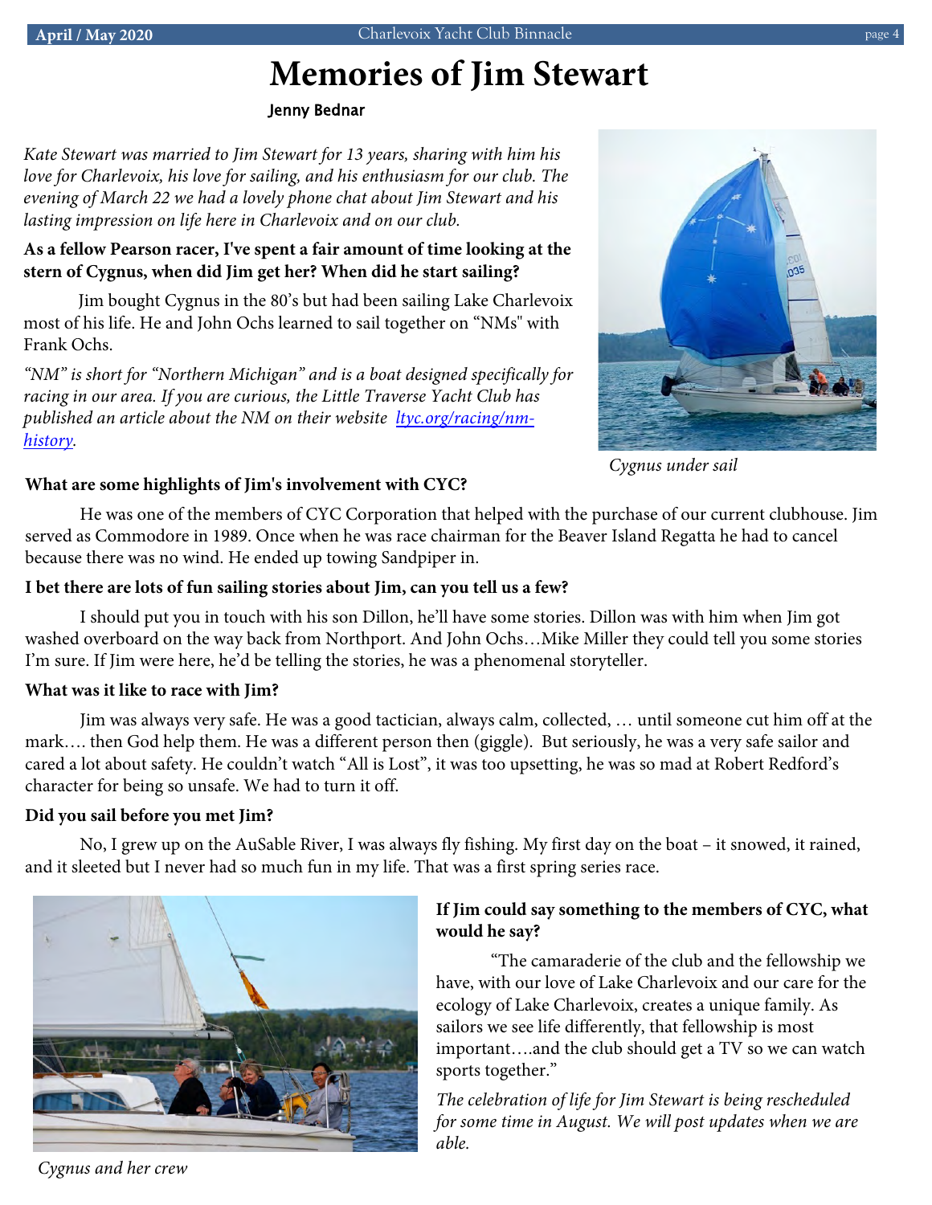# Memories of Jim Stewart

**Jenny Bednar**

*Kate Stewart was married to Jim Stewart for 13 years, sharing with him his love for Charlevoix, his love for sailing, and his enthusiasm for our club. The evening of March 22 we had a lovely phone chat about Jim Stewart and his lasting impression on life here in Charlevoix and on our club.*

**As a fellow Pearson racer, I've spent a fair amount of time looking at the stern of Cygnus, when did Jim get her? When did he start sailing?**

Jim bought Cygnus in the 80's but had been sailing Lake Charlevoix most of his life. He and John Ochs learned to sail together on "NMs" with Frank Ochs.

*"NM" is short for "Northern Michigan" and is a boat designed specifically for racing in our area. If you are curious, the Little Traverse Yacht Club has published an article about the NM on their website [ltyc.org/racing/nm-history](ltyc.org/racing/nm-history).*

*Cygnus under sail*

**What are some highlights of Jim's involvement with CYC?**

He was one of the members of CYC Corporation that helped with the purchase of our current clubhouse. Jim served as Commodore in 1989. Once when he was race chairman for the Beaver Island Regatta he had to cancel because there was no wind. He ended up towing Sandpiper in.

**I bet there are lots of fun sailing stories about Jim, can you tell us a few?**

I should put you in touch with his son Dillon, he'll have some stories. Dillon was with him when Jim got washed overboard on the way back from Northport. And John Ochs…Mike Miller they could tell you some stories I'm sure. If Jim were here, he'd be telling the stories, he was a phenomenal storyteller.

**What was it like to race with Jim?**

Jim was always very safe. He was a good tactician, always calm, collected, … until someone cut him off at the mark…. then God help them. He was a different person then (giggle). But seriously, he was a very safe sailor and cared a lot about safety. He couldn't watch "All is Lost", it was too upsetting, he was so mad at Robert Redford's character for being so unsafe. We had to turn it off.

**Did you sail before you met Jim?**

No, I grew up on the AuSable River, I was always fly fishing. My first day on the boat – it snowed, it rained, and it sleeted but I never had so much fun in my life. That was a first spring series race.

*Cygnus and her crew*

**If Jim could say something to the members of CYC, what would he say?**

"The camaraderie of the club and the fellowship we have, with our love of Lake Charlevoix and our care for the ecology of Lake Charlevoix, creates a unique family. As sailors we see life differently, that fellowship is most important….and the club should get a TV so we can watch sports together."

*The celebration of life for Jim Stewart is being rescheduled for some time in August. We will post updates when we are able.*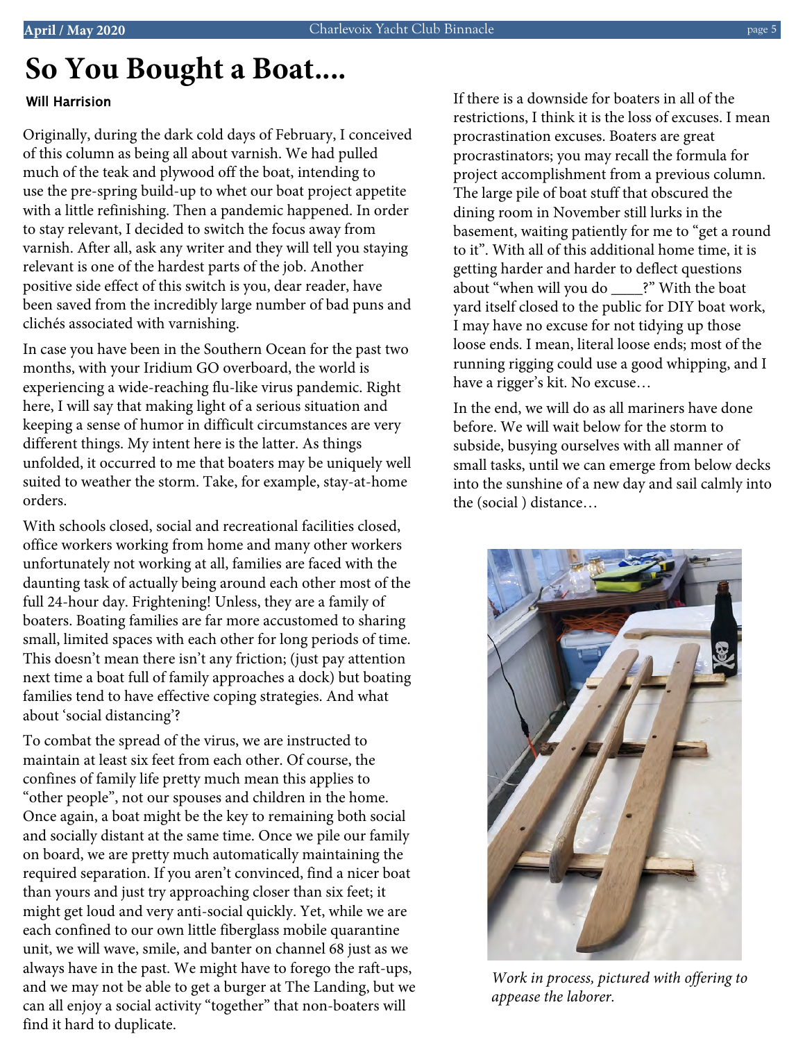# So You Bought a Boat....

**Will Harrision**

Originally, during the dark cold days of February, I conceived of this column as being all about varnish. We had pulled much of the teak and plywood off the boat, intending to use the pre-spring build-up to whet our boat project appetite with a little refinishing. Then a pandemic happened. In order to stay relevant, I decided to switch the focus away from varnish. After all, ask any writer and they will tell you staying relevant is one of the hardest parts of the job. Another positive side effect of this switch is you, dear reader, have been saved from the incredibly large number of bad puns and clichés associated with varnishing.

In case you have been in the Southern Ocean for the past two months, with your Iridium GO overboard, the world is experiencing a wide-reaching flu-like virus pandemic. Right here, I will say that making light of a serious situation and keeping a sense of humor in difficult circumstances are very different things. My intent here is the latter. As things unfolded, it occurred to me that boaters may be uniquely well suited to weather the storm. Take, for example, stay-at-home orders.

With schools closed, social and recreational facilities closed, office workers working from home and many other workers unfortunately not working at all, families are faced with the daunting task of actually being around each other most of the full 24-hour day. Frightening! Unless, they are a family of boaters. Boating families are far more accustomed to sharing small, limited spaces with each other for long periods of time. This doesn't mean there isn't any friction; (just pay attention next time a boat full of family approaches a dock) but boating families tend to have effective coping strategies. And what about 'social distancing'?

To combat the spread of the virus, we are instructed to maintain at least six feet from each other. Of course, the confines of family life pretty much mean this applies to "other people", not our spouses and children in the home. Once again, a boat might be the key to remaining both social and socially distant at the same time. Once we pile our family on board, we are pretty much automatically maintaining the required separation. If you aren't convinced, find a nicer boat than yours and just try approaching closer than six feet; it might get loud and very anti-social quickly. Yet, while we are each confined to our own little fiberglass mobile quarantine unit, we will wave, smile, and banter on channel 68 just as we always have in the past. We might have to forego the raft-ups, and we may not be able to get a burger at The Landing, but we can all enjoy a social activity "together" that non-boaters will find it hard to duplicate.

If there is a downside for boaters in all of the restrictions, I think it is the loss of excuses. I mean procrastination excuses. Boaters are great procrastinators; you may recall the formula for project accomplishment from a previous column. The large pile of boat stuff that obscured the dining room in November still lurks in the basement, waiting patiently for me to "get a round to it". With all of this additional home time, it is getting harder and harder to deflect questions about "when will you do ____?" With the boat yard itself closed to the public for DIY boat work, I may have no excuse for not tidying up those loose ends. I mean, literal loose ends; most of the running rigging could use a good whipping, and I have a rigger's kit. No excuse…

In the end, we will do as all mariners have done before. We will wait below for the storm to subside, busying ourselves with all manner of small tasks, until we can emerge from below decks into the sunshine of a new day and sail calmly into the (social ) distance…

*Work in process, pictured with offering to appease the laborer.*